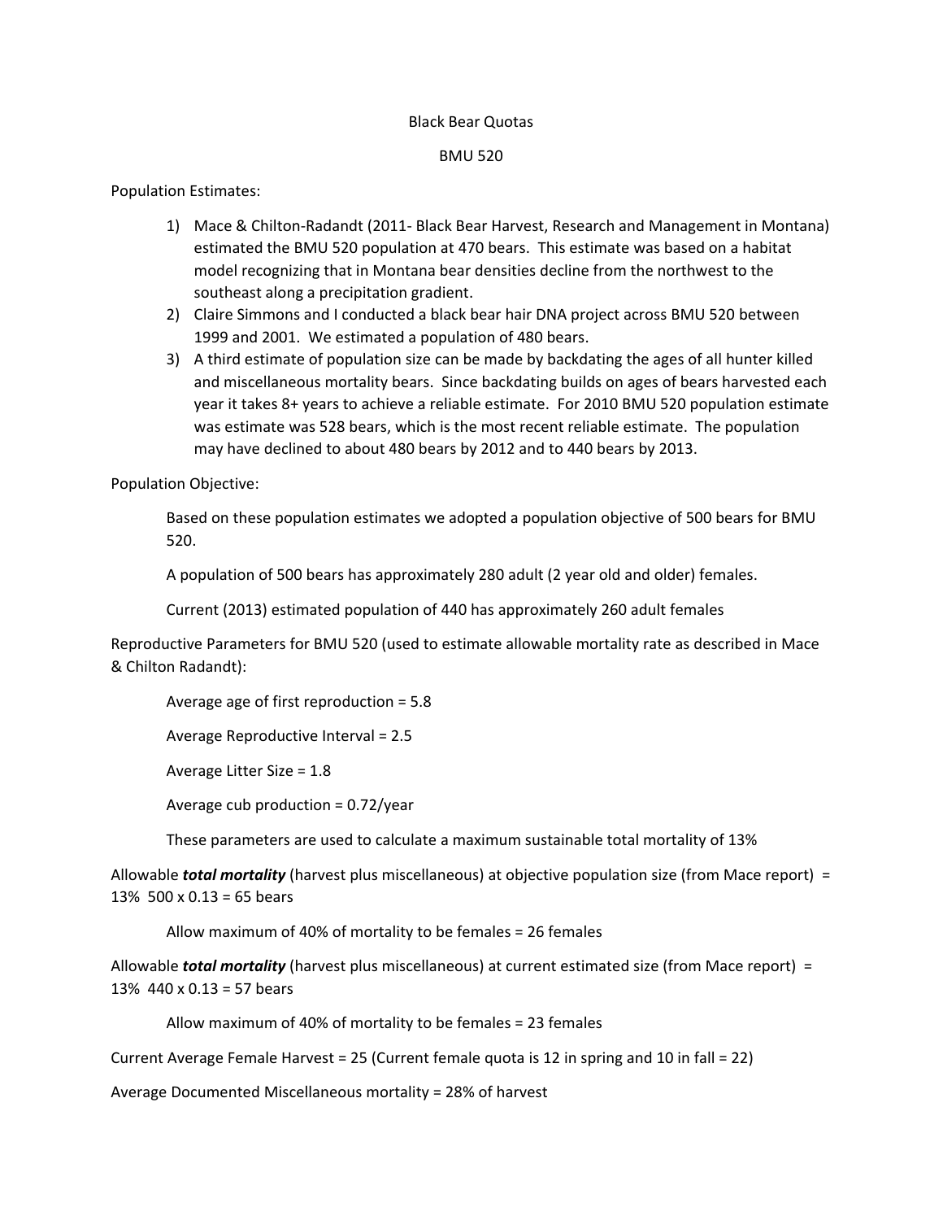# Black Bear Quotas

## BMU 520

Population Estimates:

1) Mace & Chilton-Radandt (2011- Black Bear Harvest, Research and Management in Montana) estimated the BMU 520 population at 470 bears. This estimate was based on a habitat model recognizing that in Montana bear densities decline from the northwest to the southeast along a precipitation gradient.
2) Claire Simmons and I conducted a black bear hair DNA project across BMU 520 between 1999 and 2001. We estimated a population of 480 bears.
3) A third estimate of population size can be made by backdating the ages of all hunter killed and miscellaneous mortality bears. Since backdating builds on ages of bears harvested each year it takes 8+ years to achieve a reliable estimate. For 2010 BMU 520 population estimate was estimate was 528 bears, which is the most recent reliable estimate. The population may have declined to about 480 bears by 2012 and to 440 bears by 2013.

Population Objective:

Based on these population estimates we adopted a population objective of 500 bears for BMU 520.

A population of 500 bears has approximately 280 adult (2 year old and older) females.

Current (2013) estimated population of 440 has approximately 260 adult females

Reproductive Parameters for BMU 520 (used to estimate allowable mortality rate as described in Mace & Chilton Radandt):

Average age of first reproduction = 5.8

Average Reproductive Interval = 2.5

Average Litter Size = 1.8

Average cub production = 0.72/year

These parameters are used to calculate a maximum sustainable total mortality of 13%

Allowable ***total mortality*** (harvest plus miscellaneous) at objective population size (from Mace report) = 13% 500 x 0.13 = 65 bears

Allow maximum of 40% of mortality to be females = 26 females

Allowable ***total mortality*** (harvest plus miscellaneous) at current estimated size (from Mace report) = 13% 440 x 0.13 = 57 bears

Allow maximum of 40% of mortality to be females = 23 females

Current Average Female Harvest = 25 (Current female quota is 12 in spring and 10 in fall = 22)

Average Documented Miscellaneous mortality = 28% of harvest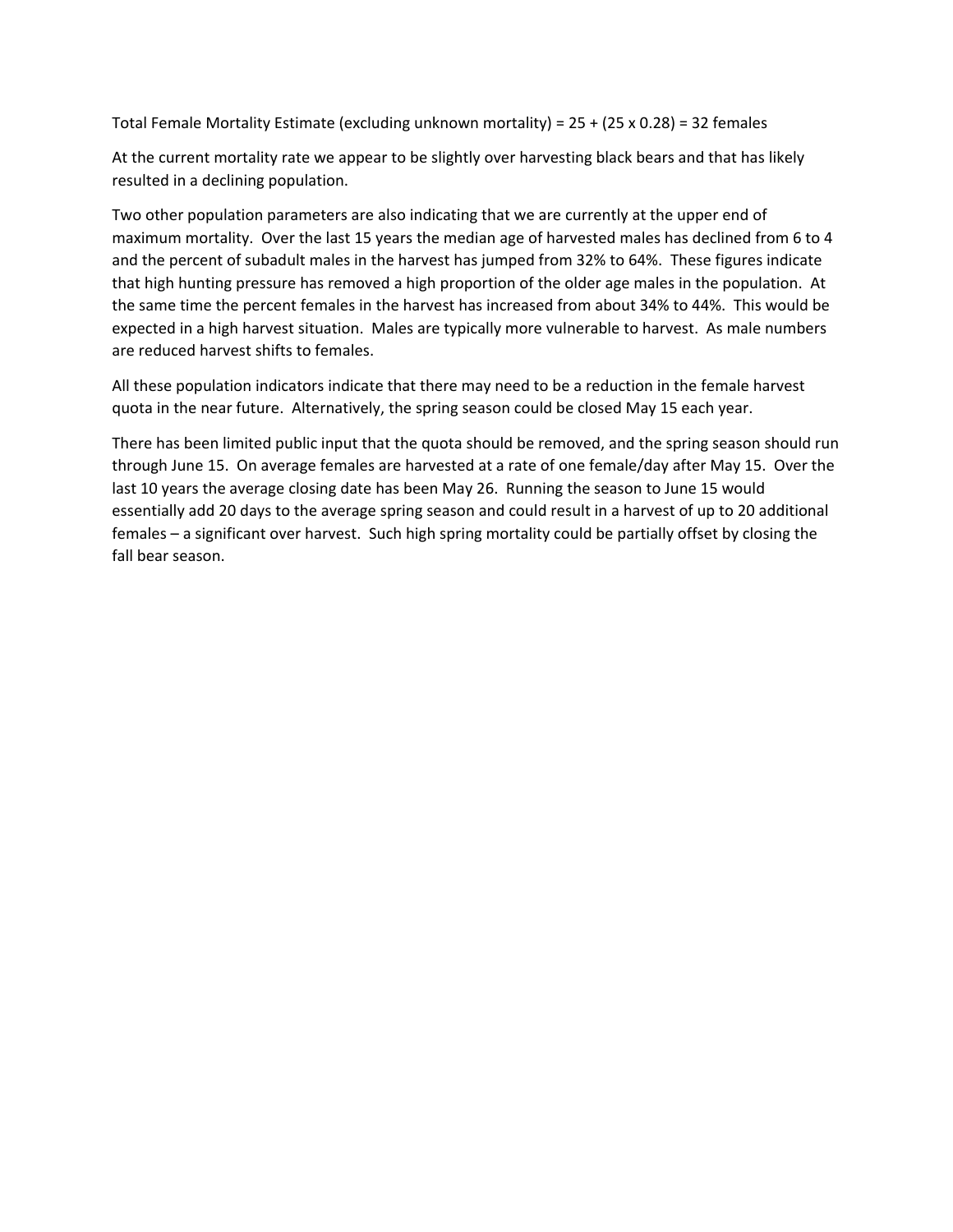Total Female Mortality Estimate (excluding unknown mortality) = 25 + (25 x 0.28) = 32 females

At the current mortality rate we appear to be slightly over harvesting black bears and that has likely resulted in a declining population.

Two other population parameters are also indicating that we are currently at the upper end of maximum mortality. Over the last 15 years the median age of harvested males has declined from 6 to 4 and the percent of subadult males in the harvest has jumped from 32% to 64%. These figures indicate that high hunting pressure has removed a high proportion of the older age males in the population. At the same time the percent females in the harvest has increased from about 34% to 44%. This would be expected in a high harvest situation. Males are typically more vulnerable to harvest. As male numbers are reduced harvest shifts to females.

All these population indicators indicate that there may need to be a reduction in the female harvest quota in the near future. Alternatively, the spring season could be closed May 15 each year.

There has been limited public input that the quota should be removed, and the spring season should run through June 15. On average females are harvested at a rate of one female/day after May 15. Over the last 10 years the average closing date has been May 26. Running the season to June 15 would essentially add 20 days to the average spring season and could result in a harvest of up to 20 additional females – a significant over harvest. Such high spring mortality could be partially offset by closing the fall bear season.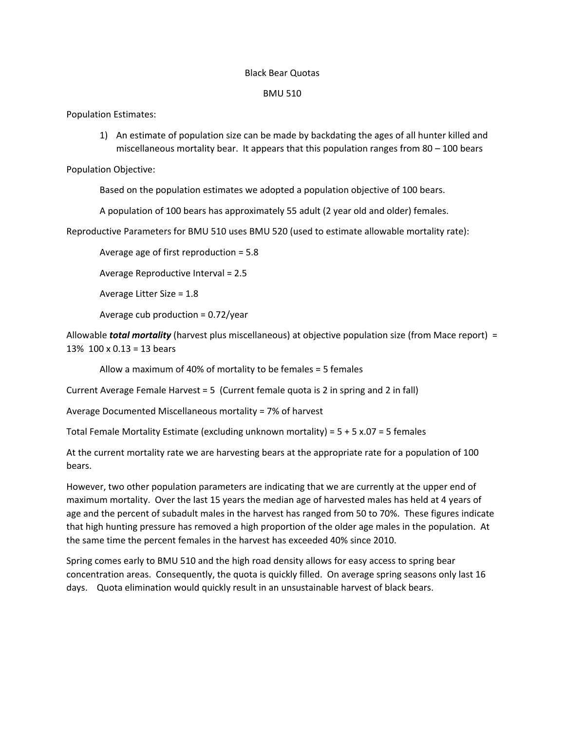# Black Bear Quotas

## BMU 510

Population Estimates:

1) An estimate of population size can be made by backdating the ages of all hunter killed and miscellaneous mortality bear. It appears that this population ranges from 80 – 100 bears

Population Objective:

Based on the population estimates we adopted a population objective of 100 bears.

A population of 100 bears has approximately 55 adult (2 year old and older) females.

Reproductive Parameters for BMU 510 uses BMU 520 (used to estimate allowable mortality rate):

Average age of first reproduction = 5.8

Average Reproductive Interval = 2.5

Average Litter Size = 1.8

Average cub production = 0.72/year

Allowable ***total mortality*** (harvest plus miscellaneous) at objective population size (from Mace report) = 13% 100 x 0.13 = 13 bears

Allow a maximum of 40% of mortality to be females = 5 females

Current Average Female Harvest = 5 (Current female quota is 2 in spring and 2 in fall)

Average Documented Miscellaneous mortality = 7% of harvest

Total Female Mortality Estimate (excluding unknown mortality) = 5 + 5 x.07 = 5 females

At the current mortality rate we are harvesting bears at the appropriate rate for a population of 100 bears.

However, two other population parameters are indicating that we are currently at the upper end of maximum mortality. Over the last 15 years the median age of harvested males has held at 4 years of age and the percent of subadult males in the harvest has ranged from 50 to 70%. These figures indicate that high hunting pressure has removed a high proportion of the older age males in the population. At the same time the percent females in the harvest has exceeded 40% since 2010.

Spring comes early to BMU 510 and the high road density allows for easy access to spring bear concentration areas. Consequently, the quota is quickly filled. On average spring seasons only last 16 days. Quota elimination would quickly result in an unsustainable harvest of black bears.